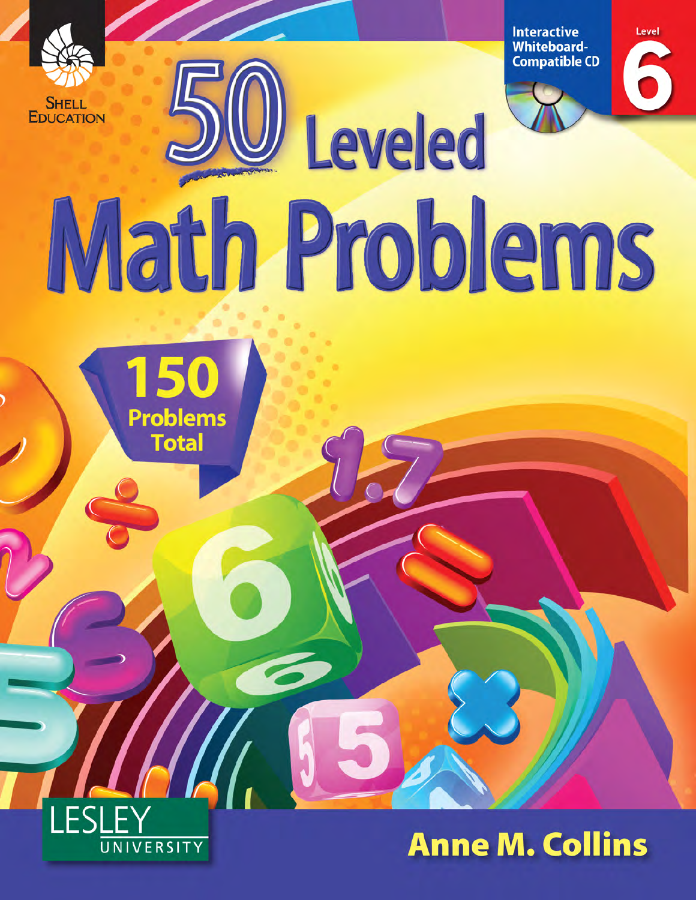Shell Education

Interactive Whiteboard-Compatible CD

Level 6

# 50 Leveled Math Problems

150 Problems Total

Lesley University

**Anne M. Collins**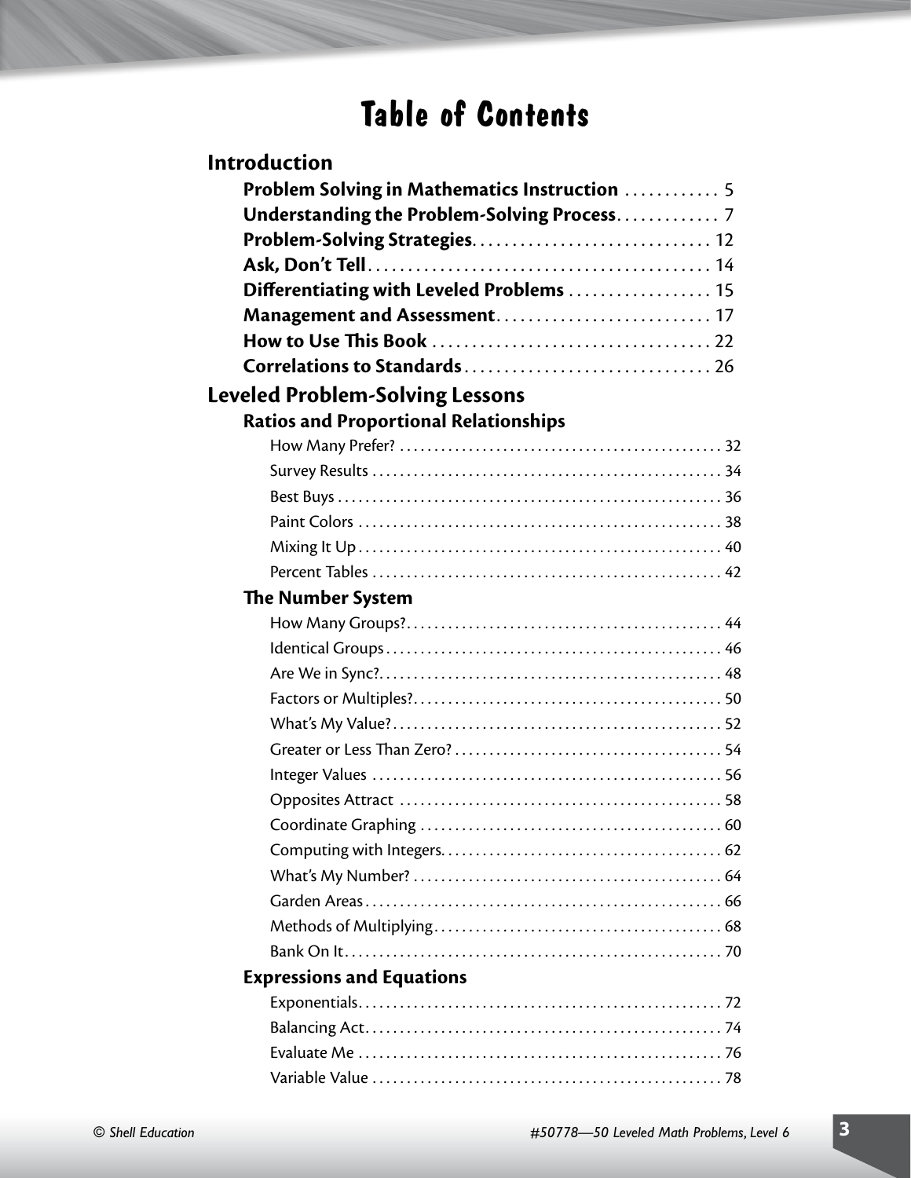# Table of Contents

## Introduction

**Problem Solving in Mathematics Instruction** ............ 5

**Understanding the Problem-Solving Process** ............ 7

**Problem-Solving Strategies** ............ 12

**Ask, Don't Tell** ............ 14

**Differentiating with Leveled Problems** ............ 15

**Management and Assessment** ............ 17

**How to Use This Book** ............ 22

**Correlations to Standards** ............ 26

## Leveled Problem-Solving Lessons

### Ratios and Proportional Relationships

How Many Prefer? ............ 32

Survey Results ............ 34

Best Buys ............ 36

Paint Colors ............ 38

Mixing It Up ............ 40

Percent Tables ............ 42

### The Number System

How Many Groups? ............ 44

Identical Groups ............ 46

Are We in Sync? ............ 48

Factors or Multiples? ............ 50

What's My Value? ............ 52

Greater or Less Than Zero? ............ 54

Integer Values ............ 56

Opposites Attract ............ 58

Coordinate Graphing ............ 60

Computing with Integers ............ 62

What's My Number? ............ 64

Garden Areas ............ 66

Methods of Multiplying ............ 68

Bank On It ............ 70

### Expressions and Equations

Exponentials ............ 72

Balancing Act ............ 74

Evaluate Me ............ 76

Variable Value ............ 78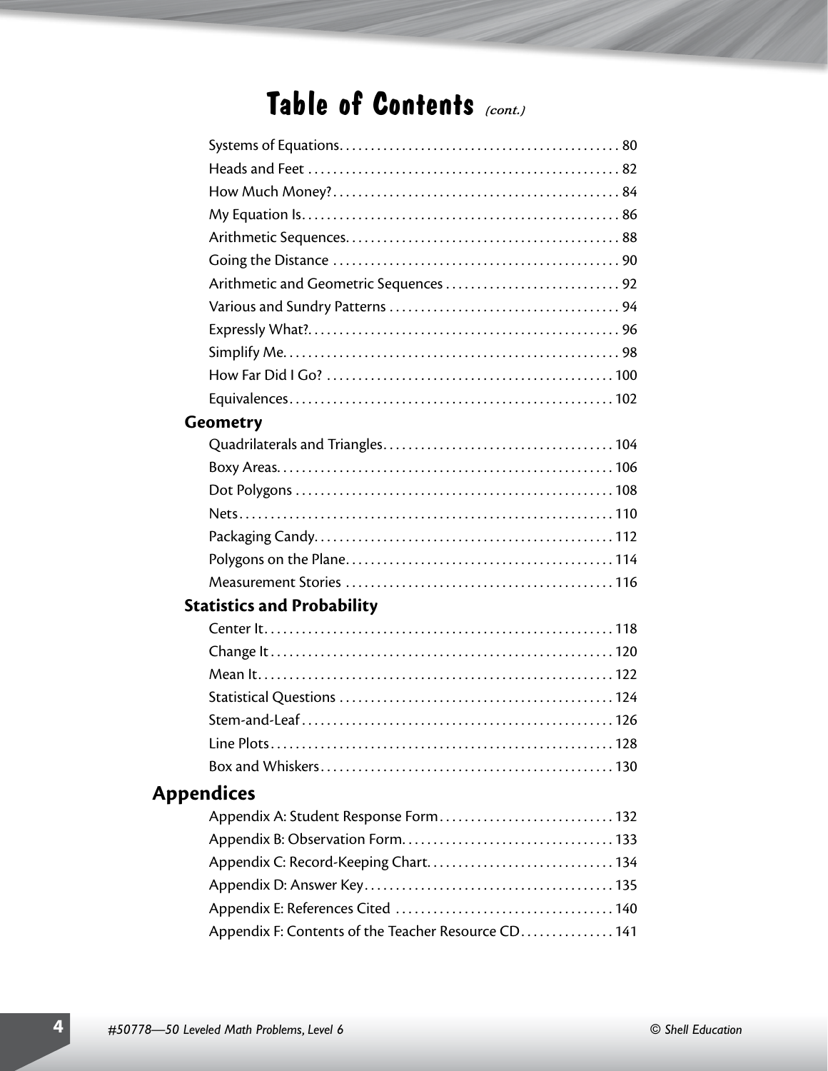# Table of Contents *(cont.)*

- Systems of Equations . . . . . 80
- Heads and Feet . . . . . 82
- How Much Money? . . . . . 84
- My Equation Is . . . . . 86
- Arithmetic Sequences . . . . . 88
- Going the Distance . . . . . 90
- Arithmetic and Geometric Sequences . . . . . 92
- Various and Sundry Patterns . . . . . 94
- Expressly What? . . . . . 96
- Simplify Me . . . . . 98
- How Far Did I Go? . . . . . 100
- Equivalences . . . . . 102

**Geometry**

- Quadrilaterals and Triangles . . . . . 104
- Boxy Areas . . . . . 106
- Dot Polygons . . . . . 108
- Nets . . . . . 110
- Packaging Candy . . . . . 112
- Polygons on the Plane . . . . . 114
- Measurement Stories . . . . . 116

**Statistics and Probability**

- Center It . . . . . 118
- Change It . . . . . 120
- Mean It . . . . . 122
- Statistical Questions . . . . . 124
- Stem-and-Leaf . . . . . 126
- Line Plots . . . . . 128
- Box and Whiskers . . . . . 130

## Appendices

- Appendix A: Student Response Form . . . . . 132
- Appendix B: Observation Form . . . . . 133
- Appendix C: Record-Keeping Chart . . . . . 134
- Appendix D: Answer Key . . . . . 135
- Appendix E: References Cited . . . . . 140
- Appendix F: Contents of the Teacher Resource CD . . . . . 141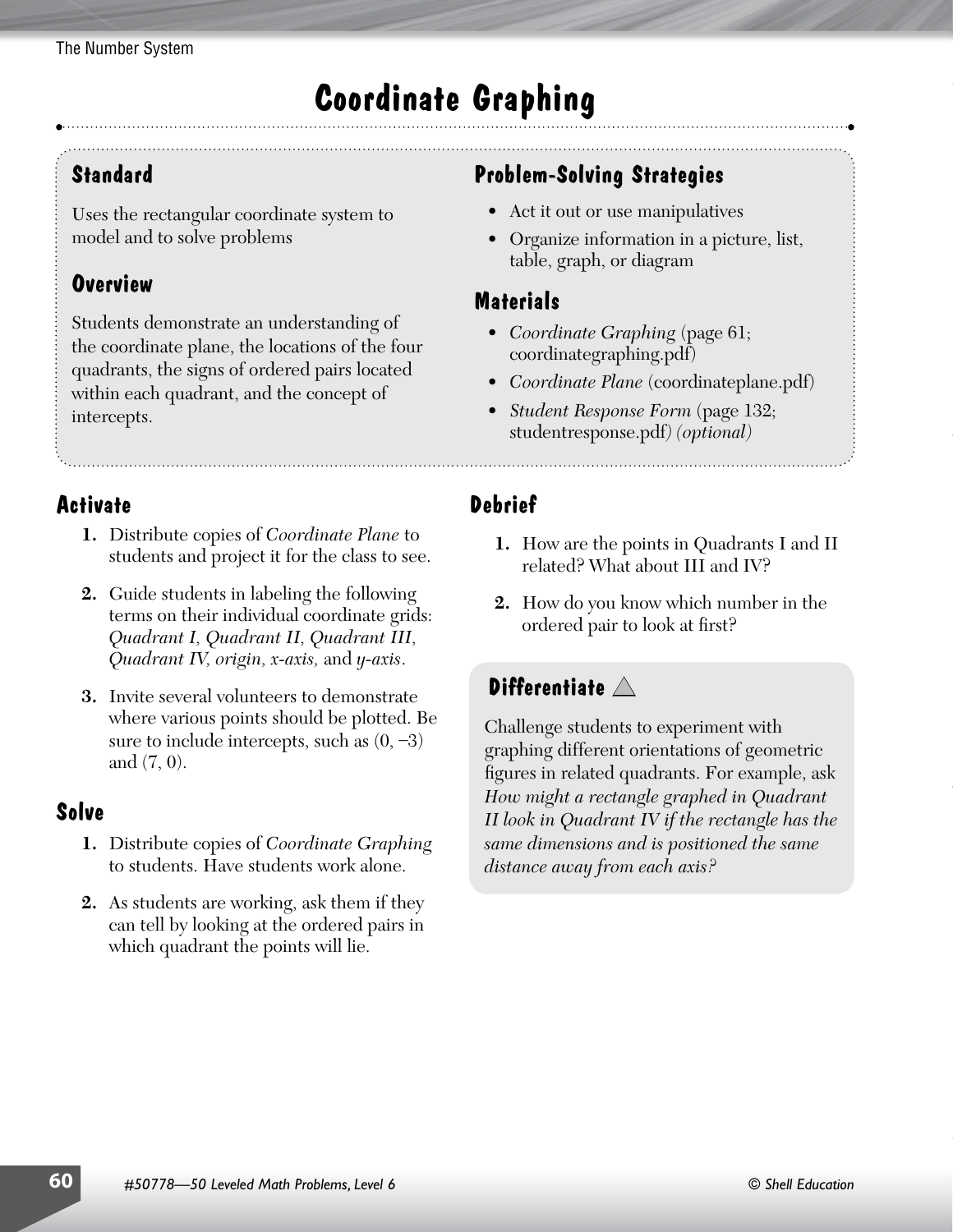# Coordinate Graphing

## Standard

Uses the rectangular coordinate system to model and to solve problems

## Overview

Students demonstrate an understanding of the coordinate plane, the locations of the four quadrants, the signs of ordered pairs located within each quadrant, and the concept of intercepts.

## Problem-Solving Strategies

- Act it out or use manipulatives
- Organize information in a picture, list, table, graph, or diagram

## Materials

- *Coordinate Graphing* (page 61; coordinategraphing.pdf)
- *Coordinate Plane* (coordinateplane.pdf)
- *Student Response Form* (page 132; studentresponse.pdf) *(optional)*

## Activate

1. Distribute copies of *Coordinate Plane* to students and project it for the class to see.
2. Guide students in labeling the following terms on their individual coordinate grids: *Quadrant I, Quadrant II, Quadrant III, Quadrant IV, origin, x-axis,* and *y-axis*.
3. Invite several volunteers to demonstrate where various points should be plotted. Be sure to include intercepts, such as (0, –3) and (7, 0).

## Solve

1. Distribute copies of *Coordinate Graphing* to students. Have students work alone.
2. As students are working, ask them if they can tell by looking at the ordered pairs in which quadrant the points will lie.

## Debrief

1. How are the points in Quadrants I and II related? What about III and IV?
2. How do you know which number in the ordered pair to look at first?

## Differentiate △

Challenge students to experiment with graphing different orientations of geometric figures in related quadrants. For example, ask *How might a rectangle graphed in Quadrant II look in Quadrant IV if the rectangle has the same dimensions and is positioned the same distance away from each axis?*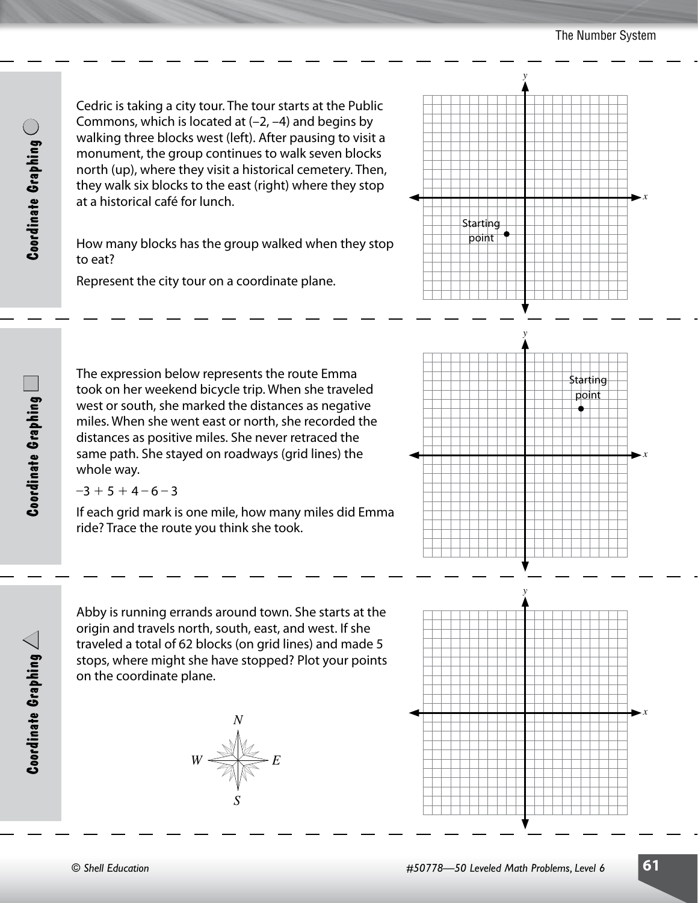## Coordinate Graphing ○

Cedric is taking a city tour. The tour starts at the Public Commons, which is located at (–2, –4) and begins by walking three blocks west (left). After pausing to visit a monument, the group continues to walk seven blocks north (up), where they visit a historical cemetery. Then, they walk six blocks to the east (right) where they stop at a historical café for lunch.

How many blocks has the group walked when they stop to eat?

Represent the city tour on a coordinate plane.

y

x

Starting point

## Coordinate Graphing □

The expression below represents the route Emma took on her weekend bicycle trip. When she traveled west or south, she marked the distances as negative miles. When she went east or north, she recorded the distances as positive miles. She never retraced the same path. She stayed on roadways (grid lines) the whole way.

$-3 + 5 + 4 - 6 - 3$

If each grid mark is one mile, how many miles did Emma ride? Trace the route you think she took.

y

x

Starting point

## Coordinate Graphing △

Abby is running errands around town. She starts at the origin and travels north, south, east, and west. If she traveled a total of 62 blocks (on grid lines) and made 5 stops, where might she have stopped? Plot your points on the coordinate plane.

N

W E

S

y

x